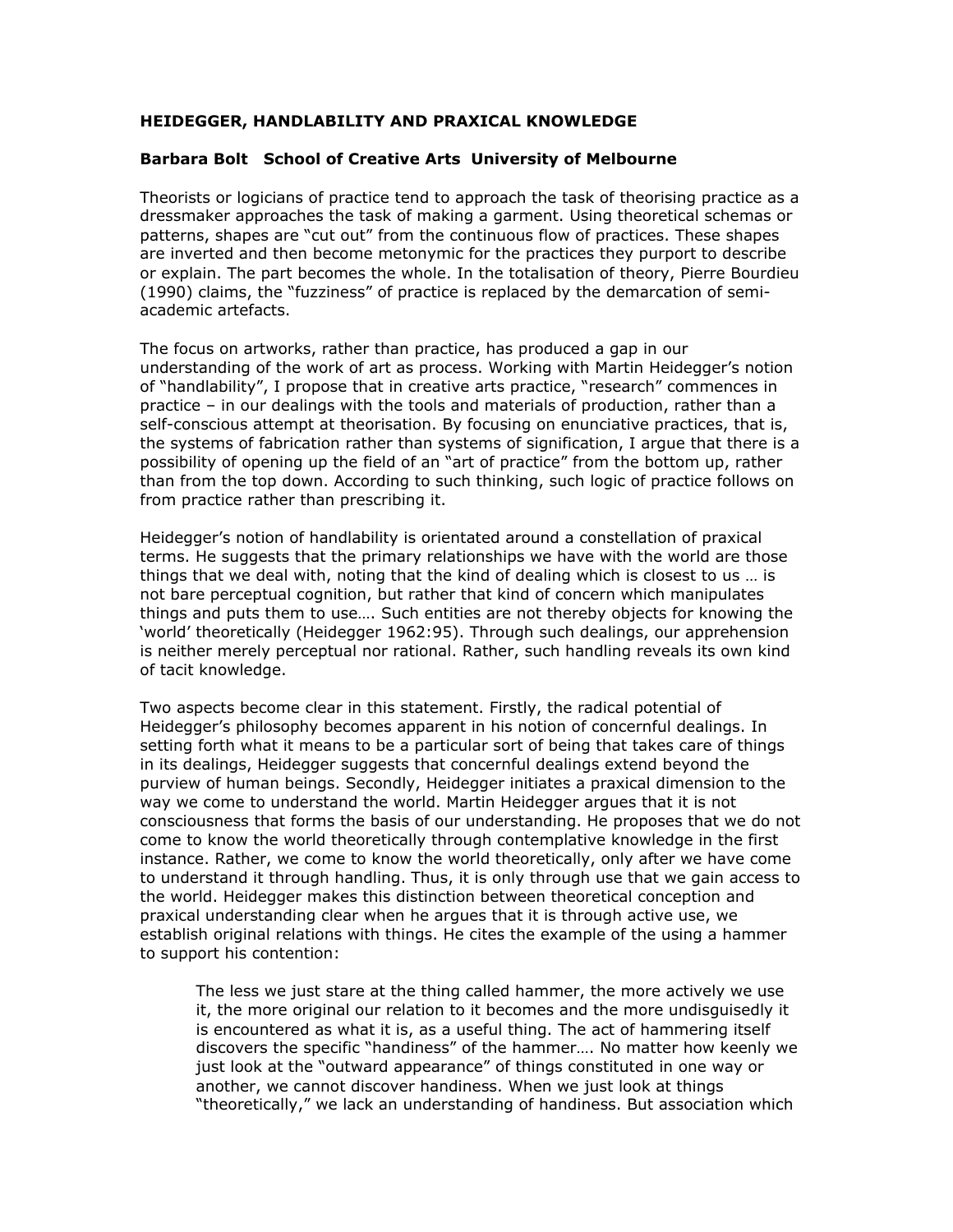**HEIDEGGER, HANDLABILITY AND PRAXICAL KNOWLEDGE**

**Barbara Bolt School of Creative Arts University of Melbourne**

Theorists or logicians of practice tend to approach the task of theorising practice as a dressmaker approaches the task of making a garment. Using theoretical schemas or patterns, shapes are "cut out" from the continuous flow of practices. These shapes are inverted and then become metonymic for the practices they purport to describe or explain. The part becomes the whole. In the totalisation of theory, Pierre Bourdieu (1990) claims, the "fuzziness" of practice is replaced by the demarcation of semi-academic artefacts.

The focus on artworks, rather than practice, has produced a gap in our understanding of the work of art as process. Working with Martin Heidegger's notion of "handlability", I propose that in creative arts practice, "research" commences in practice – in our dealings with the tools and materials of production, rather than a self-conscious attempt at theorisation. By focusing on enunciative practices, that is, the systems of fabrication rather than systems of signification, I argue that there is a possibility of opening up the field of an "art of practice" from the bottom up, rather than from the top down. According to such thinking, such logic of practice follows on from practice rather than prescribing it.

Heidegger's notion of handlability is orientated around a constellation of praxical terms. He suggests that the primary relationships we have with the world are those things that we deal with, noting that the kind of dealing which is closest to us … is not bare perceptual cognition, but rather that kind of concern which manipulates things and puts them to use…. Such entities are not thereby objects for knowing the 'world' theoretically (Heidegger 1962:95). Through such dealings, our apprehension is neither merely perceptual nor rational. Rather, such handling reveals its own kind of tacit knowledge.

Two aspects become clear in this statement. Firstly, the radical potential of Heidegger's philosophy becomes apparent in his notion of concernful dealings. In setting forth what it means to be a particular sort of being that takes care of things in its dealings, Heidegger suggests that concernful dealings extend beyond the purview of human beings. Secondly, Heidegger initiates a praxical dimension to the way we come to understand the world. Martin Heidegger argues that it is not consciousness that forms the basis of our understanding. He proposes that we do not come to know the world theoretically through contemplative knowledge in the first instance. Rather, we come to know the world theoretically, only after we have come to understand it through handling. Thus, it is only through use that we gain access to the world. Heidegger makes this distinction between theoretical conception and praxical understanding clear when he argues that it is through active use, we establish original relations with things. He cites the example of the using a hammer to support his contention:

> The less we just stare at the thing called hammer, the more actively we use it, the more original our relation to it becomes and the more undisguisedly it is encountered as what it is, as a useful thing. The act of hammering itself discovers the specific "handiness" of the hammer…. No matter how keenly we just look at the "outward appearance" of things constituted in one way or another, we cannot discover handiness. When we just look at things "theoretically," we lack an understanding of handiness. But association which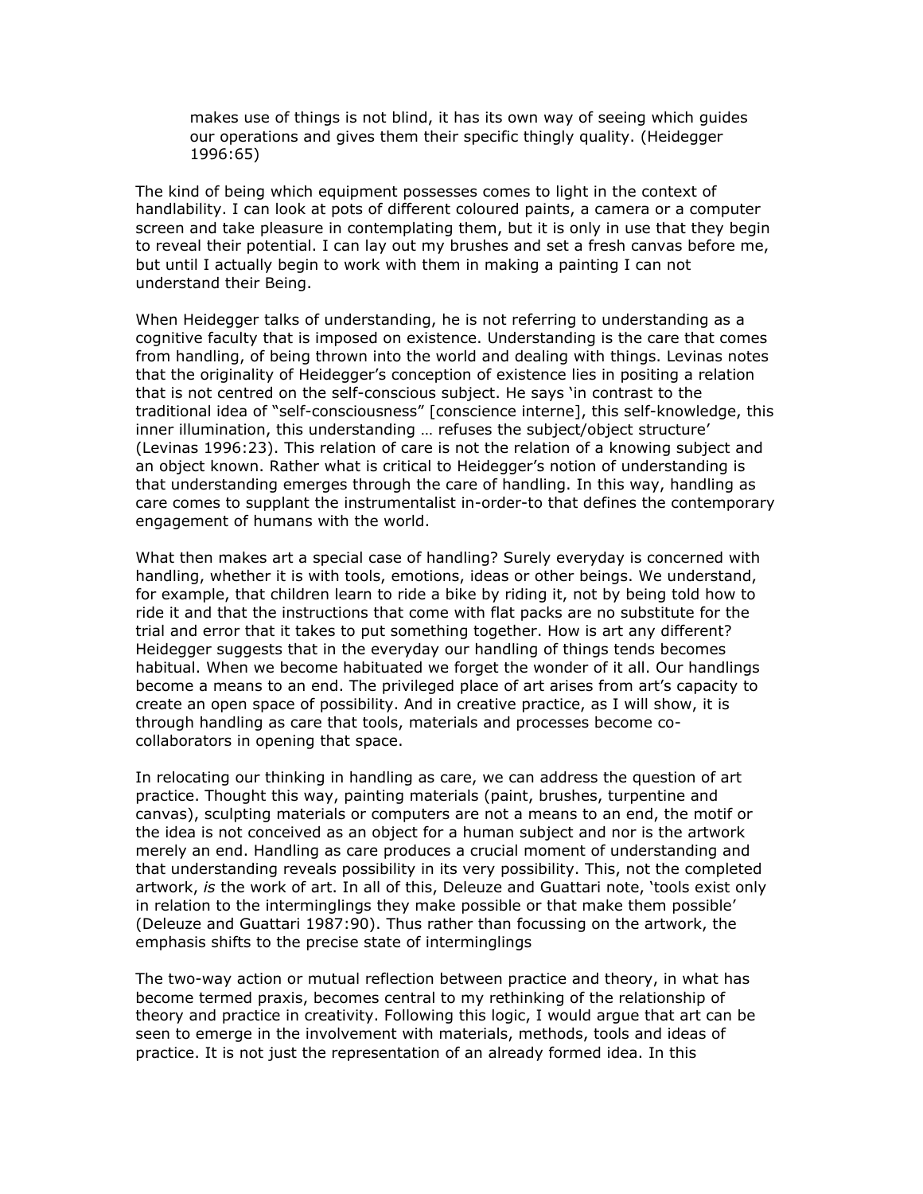> makes use of things is not blind, it has its own way of seeing which guides our operations and gives them their specific thingly quality. (Heidegger 1996:65)

The kind of being which equipment possesses comes to light in the context of handlability. I can look at pots of different coloured paints, a camera or a computer screen and take pleasure in contemplating them, but it is only in use that they begin to reveal their potential. I can lay out my brushes and set a fresh canvas before me, but until I actually begin to work with them in making a painting I can not understand their Being.

When Heidegger talks of understanding, he is not referring to understanding as a cognitive faculty that is imposed on existence. Understanding is the care that comes from handling, of being thrown into the world and dealing with things. Levinas notes that the originality of Heidegger's conception of existence lies in positing a relation that is not centred on the self-conscious subject. He says 'in contrast to the traditional idea of "self-consciousness" [conscience interne], this self-knowledge, this inner illumination, this understanding … refuses the subject/object structure' (Levinas 1996:23). This relation of care is not the relation of a knowing subject and an object known. Rather what is critical to Heidegger's notion of understanding is that understanding emerges through the care of handling. In this way, handling as care comes to supplant the instrumentalist in-order-to that defines the contemporary engagement of humans with the world.

What then makes art a special case of handling? Surely everyday is concerned with handling, whether it is with tools, emotions, ideas or other beings. We understand, for example, that children learn to ride a bike by riding it, not by being told how to ride it and that the instructions that come with flat packs are no substitute for the trial and error that it takes to put something together. How is art any different? Heidegger suggests that in the everyday our handling of things tends becomes habitual. When we become habituated we forget the wonder of it all. Our handlings become a means to an end. The privileged place of art arises from art's capacity to create an open space of possibility. And in creative practice, as I will show, it is through handling as care that tools, materials and processes become co-collaborators in opening that space.

In relocating our thinking in handling as care, we can address the question of art practice. Thought this way, painting materials (paint, brushes, turpentine and canvas), sculpting materials or computers are not a means to an end, the motif or the idea is not conceived as an object for a human subject and nor is the artwork merely an end. Handling as care produces a crucial moment of understanding and that understanding reveals possibility in its very possibility. This, not the completed artwork, *is* the work of art. In all of this, Deleuze and Guattari note, 'tools exist only in relation to the interminglings they make possible or that make them possible' (Deleuze and Guattari 1987:90). Thus rather than focussing on the artwork, the emphasis shifts to the precise state of interminglings

The two-way action or mutual reflection between practice and theory, in what has become termed praxis, becomes central to my rethinking of the relationship of theory and practice in creativity. Following this logic, I would argue that art can be seen to emerge in the involvement with materials, methods, tools and ideas of practice. It is not just the representation of an already formed idea. In this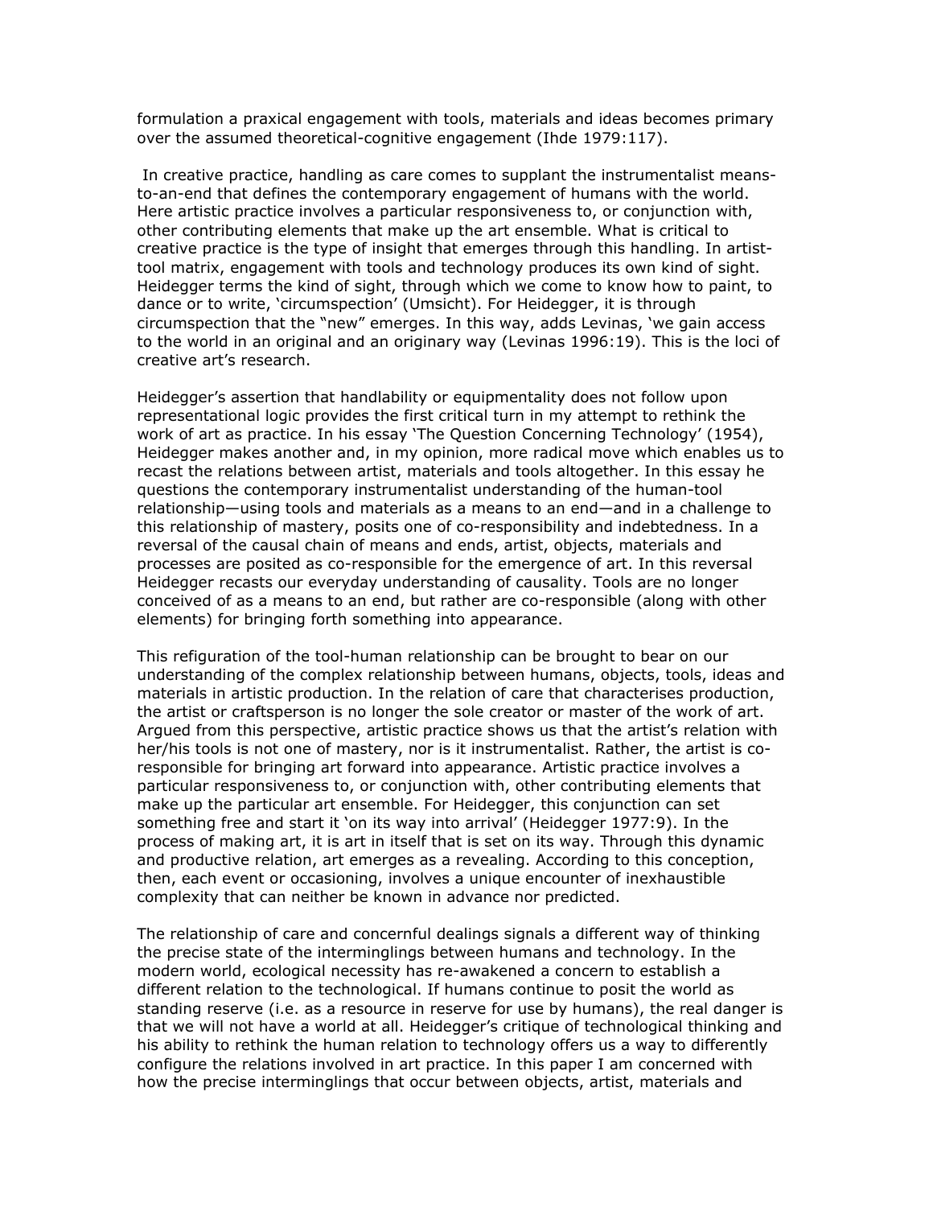formulation a praxical engagement with tools, materials and ideas becomes primary over the assumed theoretical-cognitive engagement (Ihde 1979:117).

In creative practice, handling as care comes to supplant the instrumentalist means-to-an-end that defines the contemporary engagement of humans with the world. Here artistic practice involves a particular responsiveness to, or conjunction with, other contributing elements that make up the art ensemble. What is critical to creative practice is the type of insight that emerges through this handling. In artist-tool matrix, engagement with tools and technology produces its own kind of sight. Heidegger terms the kind of sight, through which we come to know how to paint, to dance or to write, 'circumspection' (Umsicht). For Heidegger, it is through circumspection that the "new" emerges. In this way, adds Levinas, 'we gain access to the world in an original and an originary way (Levinas 1996:19). This is the loci of creative art's research.

Heidegger's assertion that handlability or equipmentality does not follow upon representational logic provides the first critical turn in my attempt to rethink the work of art as practice. In his essay 'The Question Concerning Technology' (1954), Heidegger makes another and, in my opinion, more radical move which enables us to recast the relations between artist, materials and tools altogether. In this essay he questions the contemporary instrumentalist understanding of the human-tool relationship—using tools and materials as a means to an end—and in a challenge to this relationship of mastery, posits one of co-responsibility and indebtedness. In a reversal of the causal chain of means and ends, artist, objects, materials and processes are posited as co-responsible for the emergence of art. In this reversal Heidegger recasts our everyday understanding of causality. Tools are no longer conceived of as a means to an end, but rather are co-responsible (along with other elements) for bringing forth something into appearance.

This refiguration of the tool-human relationship can be brought to bear on our understanding of the complex relationship between humans, objects, tools, ideas and materials in artistic production. In the relation of care that characterises production, the artist or craftsperson is no longer the sole creator or master of the work of art. Argued from this perspective, artistic practice shows us that the artist's relation with her/his tools is not one of mastery, nor is it instrumentalist. Rather, the artist is co-responsible for bringing art forward into appearance. Artistic practice involves a particular responsiveness to, or conjunction with, other contributing elements that make up the particular art ensemble. For Heidegger, this conjunction can set something free and start it 'on its way into arrival' (Heidegger 1977:9). In the process of making art, it is art in itself that is set on its way. Through this dynamic and productive relation, art emerges as a revealing. According to this conception, then, each event or occasioning, involves a unique encounter of inexhaustible complexity that can neither be known in advance nor predicted.

The relationship of care and concernful dealings signals a different way of thinking the precise state of the interminglings between humans and technology. In the modern world, ecological necessity has re-awakened a concern to establish a different relation to the technological. If humans continue to posit the world as standing reserve (i.e. as a resource in reserve for use by humans), the real danger is that we will not have a world at all. Heidegger's critique of technological thinking and his ability to rethink the human relation to technology offers us a way to differently configure the relations involved in art practice. In this paper I am concerned with how the precise interminglings that occur between objects, artist, materials and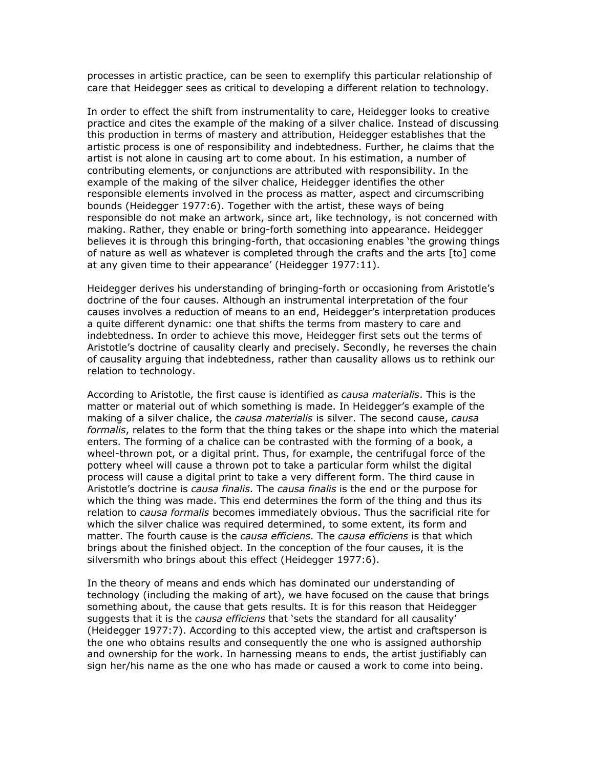processes in artistic practice, can be seen to exemplify this particular relationship of care that Heidegger sees as critical to developing a different relation to technology.

In order to effect the shift from instrumentality to care, Heidegger looks to creative practice and cites the example of the making of a silver chalice. Instead of discussing this production in terms of mastery and attribution, Heidegger establishes that the artistic process is one of responsibility and indebtedness. Further, he claims that the artist is not alone in causing art to come about. In his estimation, a number of contributing elements, or conjunctions are attributed with responsibility. In the example of the making of the silver chalice, Heidegger identifies the other responsible elements involved in the process as matter, aspect and circumscribing bounds (Heidegger 1977:6). Together with the artist, these ways of being responsible do not make an artwork, since art, like technology, is not concerned with making. Rather, they enable or bring-forth something into appearance. Heidegger believes it is through this bringing-forth, that occasioning enables 'the growing things of nature as well as whatever is completed through the crafts and the arts [to] come at any given time to their appearance' (Heidegger 1977:11).

Heidegger derives his understanding of bringing-forth or occasioning from Aristotle's doctrine of the four causes. Although an instrumental interpretation of the four causes involves a reduction of means to an end, Heidegger's interpretation produces a quite different dynamic: one that shifts the terms from mastery to care and indebtedness. In order to achieve this move, Heidegger first sets out the terms of Aristotle's doctrine of causality clearly and precisely. Secondly, he reverses the chain of causality arguing that indebtedness, rather than causality allows us to rethink our relation to technology.

According to Aristotle, the first cause is identified as *causa materialis*. This is the matter or material out of which something is made. In Heidegger's example of the making of a silver chalice, the *causa materialis* is silver. The second cause, *causa formalis*, relates to the form that the thing takes or the shape into which the material enters. The forming of a chalice can be contrasted with the forming of a book, a wheel-thrown pot, or a digital print. Thus, for example, the centrifugal force of the pottery wheel will cause a thrown pot to take a particular form whilst the digital process will cause a digital print to take a very different form. The third cause in Aristotle's doctrine is *causa finalis*. The *causa finalis* is the end or the purpose for which the thing was made. This end determines the form of the thing and thus its relation to *causa formalis* becomes immediately obvious. Thus the sacrificial rite for which the silver chalice was required determined, to some extent, its form and matter. The fourth cause is the *causa efficiens*. The *causa efficiens* is that which brings about the finished object. In the conception of the four causes, it is the silversmith who brings about this effect (Heidegger 1977:6).

In the theory of means and ends which has dominated our understanding of technology (including the making of art), we have focused on the cause that brings something about, the cause that gets results. It is for this reason that Heidegger suggests that it is the *causa efficiens* that 'sets the standard for all causality' (Heidegger 1977:7). According to this accepted view, the artist and craftsperson is the one who obtains results and consequently the one who is assigned authorship and ownership for the work. In harnessing means to ends, the artist justifiably can sign her/his name as the one who has made or caused a work to come into being.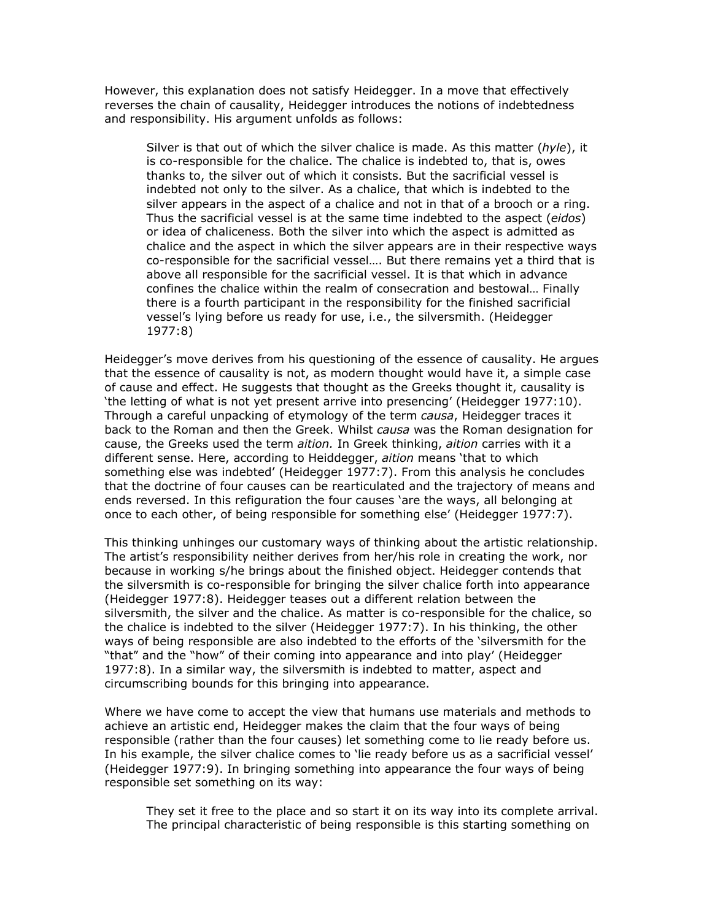However, this explanation does not satisfy Heidegger. In a move that effectively reverses the chain of causality, Heidegger introduces the notions of indebtedness and responsibility. His argument unfolds as follows:

> Silver is that out of which the silver chalice is made. As this matter (*hyle*), it is co-responsible for the chalice. The chalice is indebted to, that is, owes thanks to, the silver out of which it consists. But the sacrificial vessel is indebted not only to the silver. As a chalice, that which is indebted to the silver appears in the aspect of a chalice and not in that of a brooch or a ring. Thus the sacrificial vessel is at the same time indebted to the aspect (*eidos*) or idea of chaliceness. Both the silver into which the aspect is admitted as chalice and the aspect in which the silver appears are in their respective ways co-responsible for the sacrificial vessel…. But there remains yet a third that is above all responsible for the sacrificial vessel. It is that which in advance confines the chalice within the realm of consecration and bestowal… Finally there is a fourth participant in the responsibility for the finished sacrificial vessel's lying before us ready for use, i.e., the silversmith. (Heidegger 1977:8)

Heidegger's move derives from his questioning of the essence of causality. He argues that the essence of causality is not, as modern thought would have it, a simple case of cause and effect. He suggests that thought as the Greeks thought it, causality is 'the letting of what is not yet present arrive into presencing' (Heidegger 1977:10). Through a careful unpacking of etymology of the term *causa*, Heidegger traces it back to the Roman and then the Greek. Whilst *causa* was the Roman designation for cause, the Greeks used the term *aition.* In Greek thinking, *aition* carries with it a different sense. Here, according to Heiddegger, *aition* means 'that to which something else was indebted' (Heidegger 1977:7). From this analysis he concludes that the doctrine of four causes can be rearticulated and the trajectory of means and ends reversed. In this refiguration the four causes 'are the ways, all belonging at once to each other, of being responsible for something else' (Heidegger 1977:7).

This thinking unhinges our customary ways of thinking about the artistic relationship. The artist's responsibility neither derives from her/his role in creating the work, nor because in working s/he brings about the finished object. Heidegger contends that the silversmith is co-responsible for bringing the silver chalice forth into appearance (Heidegger 1977:8). Heidegger teases out a different relation between the silversmith, the silver and the chalice. As matter is co-responsible for the chalice, so the chalice is indebted to the silver (Heidegger 1977:7). In his thinking, the other ways of being responsible are also indebted to the efforts of the 'silversmith for the "that" and the "how" of their coming into appearance and into play' (Heidegger 1977:8). In a similar way, the silversmith is indebted to matter, aspect and circumscribing bounds for this bringing into appearance.

Where we have come to accept the view that humans use materials and methods to achieve an artistic end, Heidegger makes the claim that the four ways of being responsible (rather than the four causes) let something come to lie ready before us. In his example, the silver chalice comes to 'lie ready before us as a sacrificial vessel' (Heidegger 1977:9). In bringing something into appearance the four ways of being responsible set something on its way:

> They set it free to the place and so start it on its way into its complete arrival. The principal characteristic of being responsible is this starting something on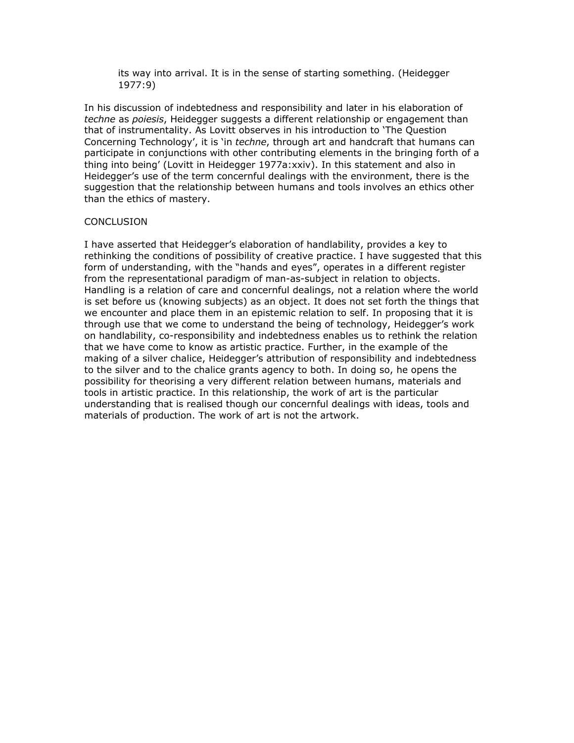> its way into arrival. It is in the sense of starting something. (Heidegger 1977:9)

In his discussion of indebtedness and responsibility and later in his elaboration of *techne* as *poiesis*, Heidegger suggests a different relationship or engagement than that of instrumentality. As Lovitt observes in his introduction to 'The Question Concerning Technology', it is 'in *techne*, through art and handcraft that humans can participate in conjunctions with other contributing elements in the bringing forth of a thing into being' (Lovitt in Heidegger 1977a:xxiv). In this statement and also in Heidegger's use of the term concernful dealings with the environment, there is the suggestion that the relationship between humans and tools involves an ethics other than the ethics of mastery.

## CONCLUSION

I have asserted that Heidegger's elaboration of handlability, provides a key to rethinking the conditions of possibility of creative practice. I have suggested that this form of understanding, with the "hands and eyes", operates in a different register from the representational paradigm of man-as-subject in relation to objects. Handling is a relation of care and concernful dealings, not a relation where the world is set before us (knowing subjects) as an object. It does not set forth the things that we encounter and place them in an epistemic relation to self. In proposing that it is through use that we come to understand the being of technology, Heidegger's work on handlability, co-responsibility and indebtedness enables us to rethink the relation that we have come to know as artistic practice. Further, in the example of the making of a silver chalice, Heidegger's attribution of responsibility and indebtedness to the silver and to the chalice grants agency to both. In doing so, he opens the possibility for theorising a very different relation between humans, materials and tools in artistic practice. In this relationship, the work of art is the particular understanding that is realised though our concernful dealings with ideas, tools and materials of production. The work of art is not the artwork.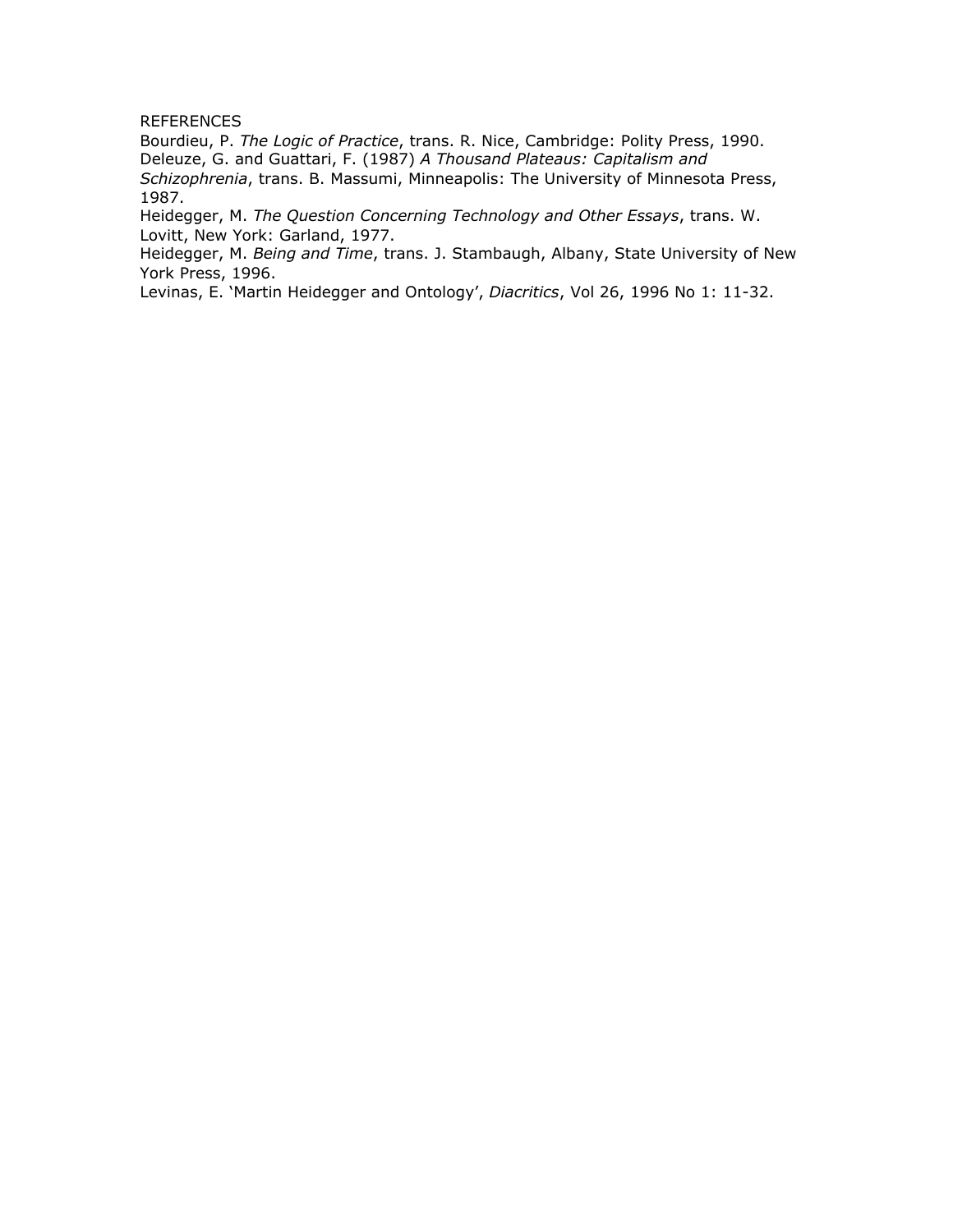REFERENCES

Bourdieu, P. *The Logic of Practice*, trans. R. Nice, Cambridge: Polity Press, 1990.

Deleuze, G. and Guattari, F. (1987) *A Thousand Plateaus: Capitalism and Schizophrenia*, trans. B. Massumi, Minneapolis: The University of Minnesota Press, 1987.

Heidegger, M. *The Question Concerning Technology and Other Essays*, trans. W. Lovitt, New York: Garland, 1977.

Heidegger, M. *Being and Time*, trans. J. Stambaugh, Albany, State University of New York Press, 1996.

Levinas, E. 'Martin Heidegger and Ontology', *Diacritics*, Vol 26, 1996 No 1: 11-32.